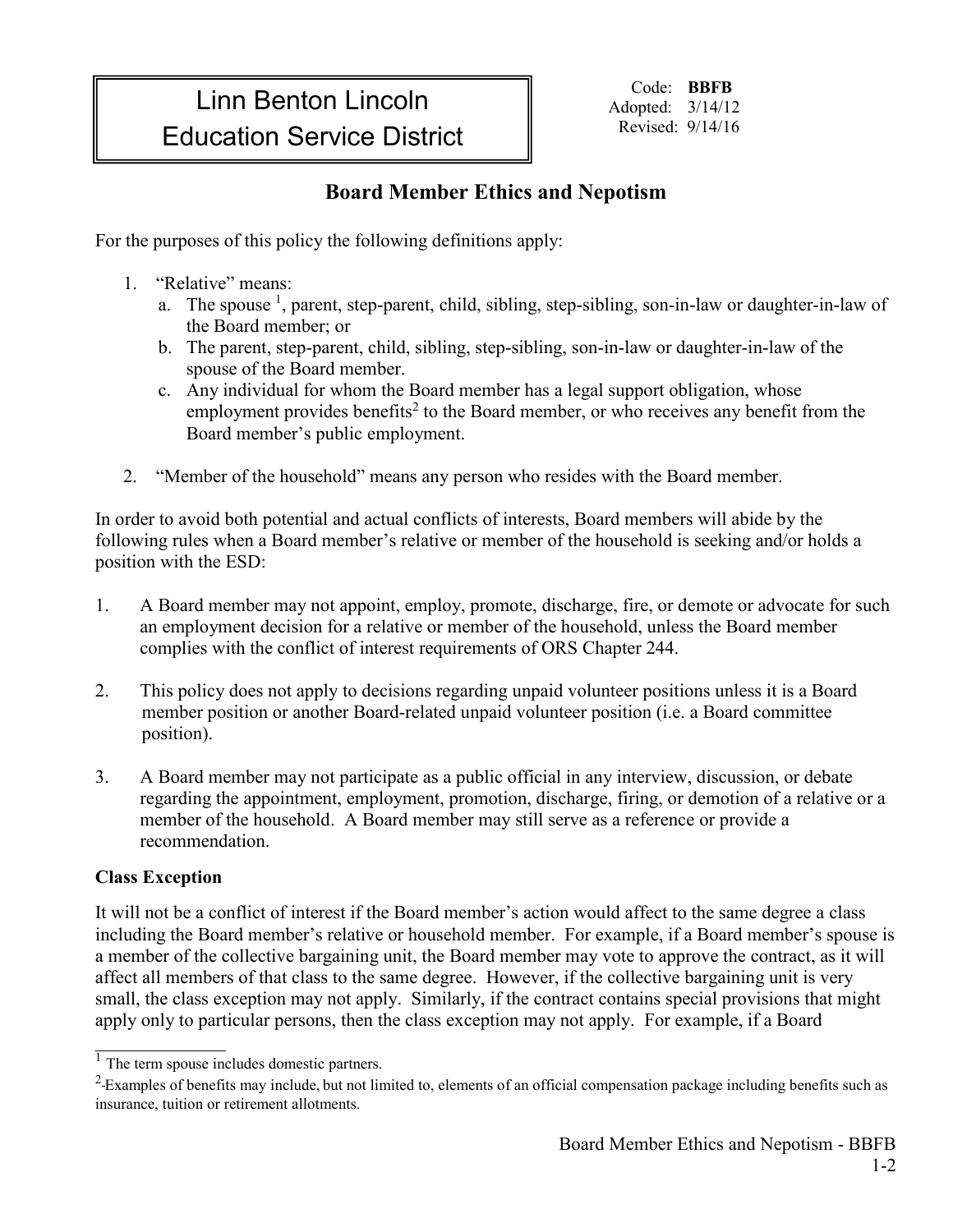# Linn Benton Lincoln Education Service District

Code: **BBFB**
Adopted: 3/14/12
Revised: 9/14/16

## Board Member Ethics and Nepotism

For the purposes of this policy the following definitions apply:

1. "Relative" means:
   a. The spouse [1], parent, step-parent, child, sibling, step-sibling, son-in-law or daughter-in-law of the Board member; or
   b. The parent, step-parent, child, sibling, step-sibling, son-in-law or daughter-in-law of the spouse of the Board member.
   c. Any individual for whom the Board member has a legal support obligation, whose employment provides benefits[2] to the Board member, or who receives any benefit from the Board member's public employment.

2. "Member of the household" means any person who resides with the Board member.

In order to avoid both potential and actual conflicts of interests, Board members will abide by the following rules when a Board member's relative or member of the household is seeking and/or holds a position with the ESD:

1. A Board member may not appoint, employ, promote, discharge, fire, or demote or advocate for such an employment decision for a relative or member of the household, unless the Board member complies with the conflict of interest requirements of ORS Chapter 244.

2. This policy does not apply to decisions regarding unpaid volunteer positions unless it is a Board member position or another Board-related unpaid volunteer position (i.e. a Board committee position).

3. A Board member may not participate as a public official in any interview, discussion, or debate regarding the appointment, employment, promotion, discharge, firing, or demotion of a relative or a member of the household. A Board member may still serve as a reference or provide a recommendation.

**Class Exception**

It will not be a conflict of interest if the Board member's action would affect to the same degree a class including the Board member's relative or household member. For example, if a Board member's spouse is a member of the collective bargaining unit, the Board member may vote to approve the contract, as it will affect all members of that class to the same degree. However, if the collective bargaining unit is very small, the class exception may not apply. Similarly, if the contract contains special provisions that might apply only to particular persons, then the class exception may not apply. For example, if a Board

---

[1] The term spouse includes domestic partners.

[2] Examples of benefits may include, but not limited to, elements of an official compensation package including benefits such as insurance, tuition or retirement allotments.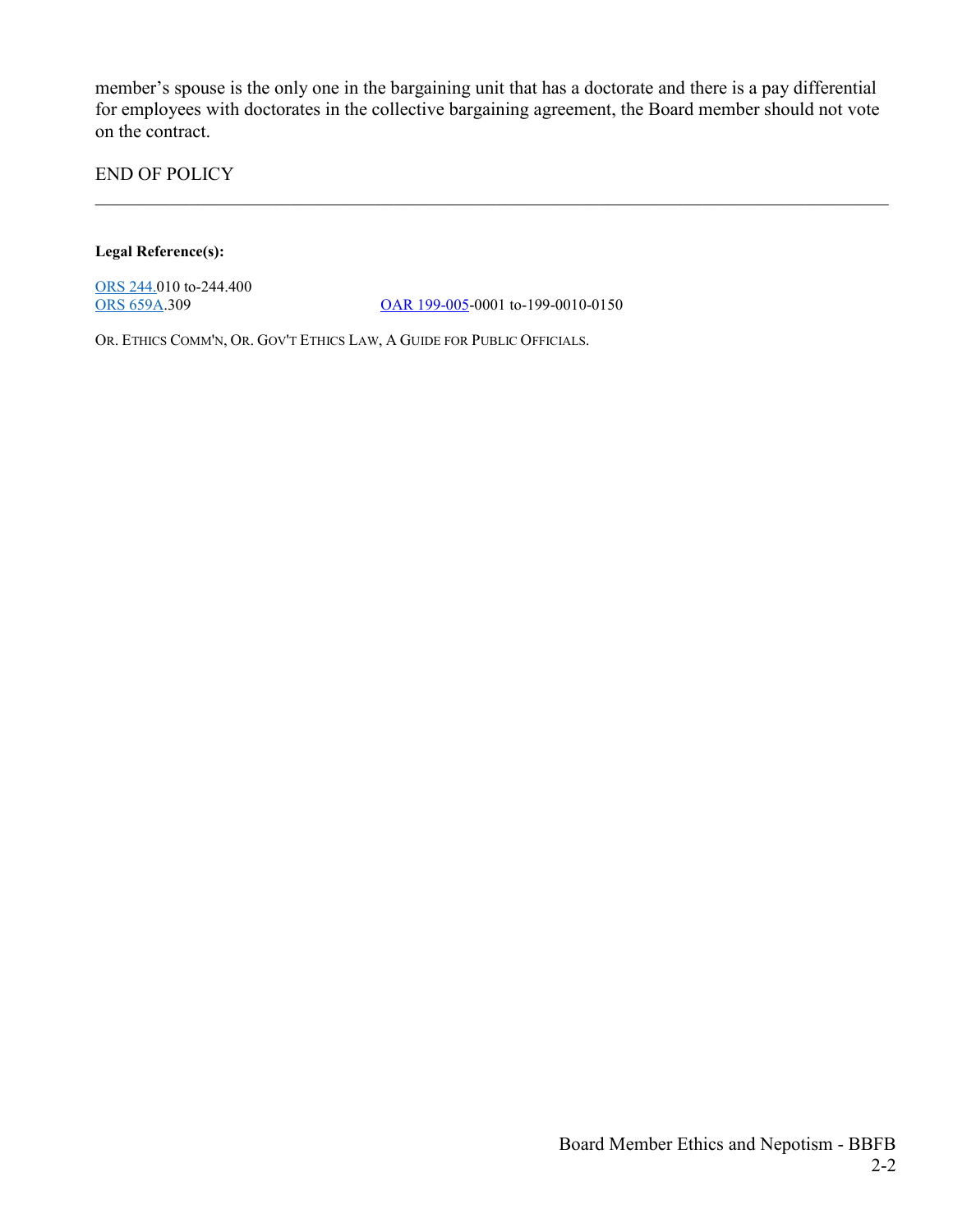member's spouse is the only one in the bargaining unit that has a doctorate and there is a pay differential for employees with doctorates in the collective bargaining agreement, the Board member should not vote on the contract.

END OF POLICY

---

**Legal Reference(s):**

ORS 244.010 to-244.400
ORS 659A.309 OAR 199-005-0001 to-199-0010-0150

OR. ETHICS COMM'N, OR. GOV'T ETHICS LAW, A GUIDE FOR PUBLIC OFFICIALS.